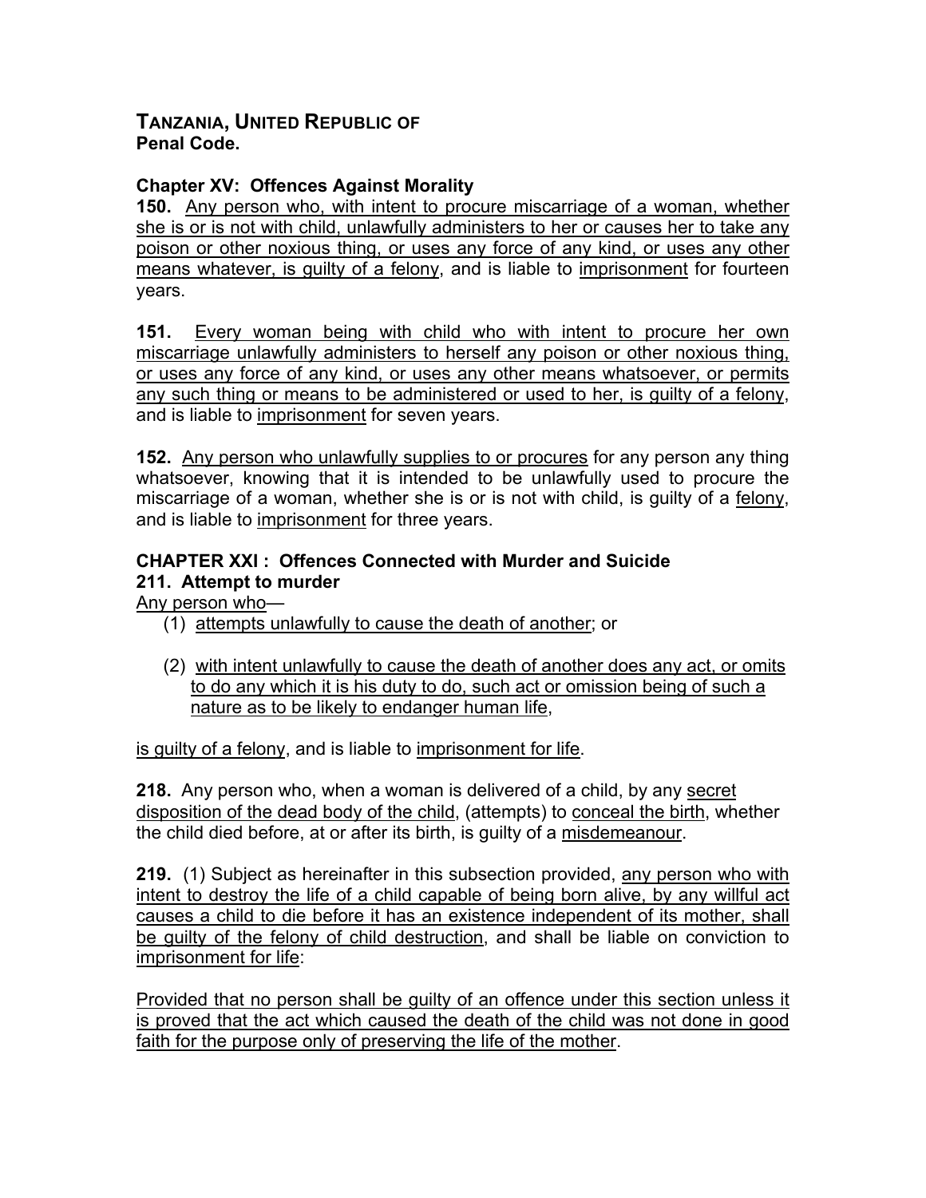# TANZANIA, UNITED REPUBLIC OF
**Penal Code.**

## Chapter XV: Offences Against Morality

**150.** Any person who, with intent to procure miscarriage of a woman, whether she is or is not with child, unlawfully administers to her or causes her to take any poison or other noxious thing, or uses any force of any kind, or uses any other means whatever, is guilty of a felony, and is liable to imprisonment for fourteen years.

**151.** Every woman being with child who with intent to procure her own miscarriage unlawfully administers to herself any poison or other noxious thing, or uses any force of any kind, or uses any other means whatsoever, or permits any such thing or means to be administered or used to her, is guilty of a felony, and is liable to imprisonment for seven years.

**152.** Any person who unlawfully supplies to or procures for any person any thing whatsoever, knowing that it is intended to be unlawfully used to procure the miscarriage of a woman, whether she is or is not with child, is guilty of a felony, and is liable to imprisonment for three years.

## CHAPTER XXI : Offences Connected with Murder and Suicide

### 211. Attempt to murder

Any person who—

(1) attempts unlawfully to cause the death of another; or

(2) with intent unlawfully to cause the death of another does any act, or omits to do any which it is his duty to do, such act or omission being of such a nature as to be likely to endanger human life,

is guilty of a felony, and is liable to imprisonment for life.

**218.** Any person who, when a woman is delivered of a child, by any secret disposition of the dead body of the child, (attempts) to conceal the birth, whether the child died before, at or after its birth, is guilty of a misdemeanour.

**219.** (1) Subject as hereinafter in this subsection provided, any person who with intent to destroy the life of a child capable of being born alive, by any willful act causes a child to die before it has an existence independent of its mother, shall be guilty of the felony of child destruction, and shall be liable on conviction to imprisonment for life:

Provided that no person shall be guilty of an offence under this section unless it is proved that the act which caused the death of the child was not done in good faith for the purpose only of preserving the life of the mother.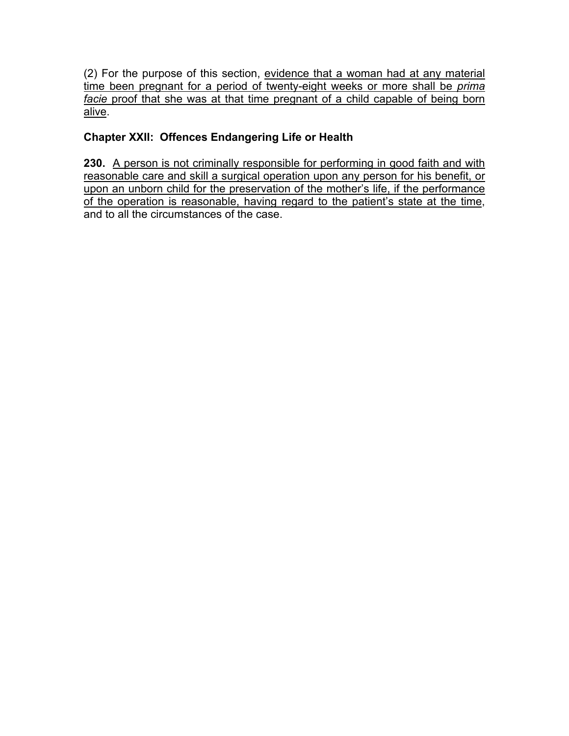(2) For the purpose of this section, <u>evidence that a woman had at any material time been pregnant for a period of twenty-eight weeks or more shall be *prima facie* proof that she was at that time pregnant of a child capable of being born alive</u>.

## Chapter XXII: Offences Endangering Life or Health

**230.** <u>A person is not criminally responsible for performing in good faith and with reasonable care and skill a surgical operation upon any person for his benefit, or upon an unborn child for the preservation of the mother's life, if the performance of the operation is reasonable, having regard to the patient's state at the time</u>, and to all the circumstances of the case.